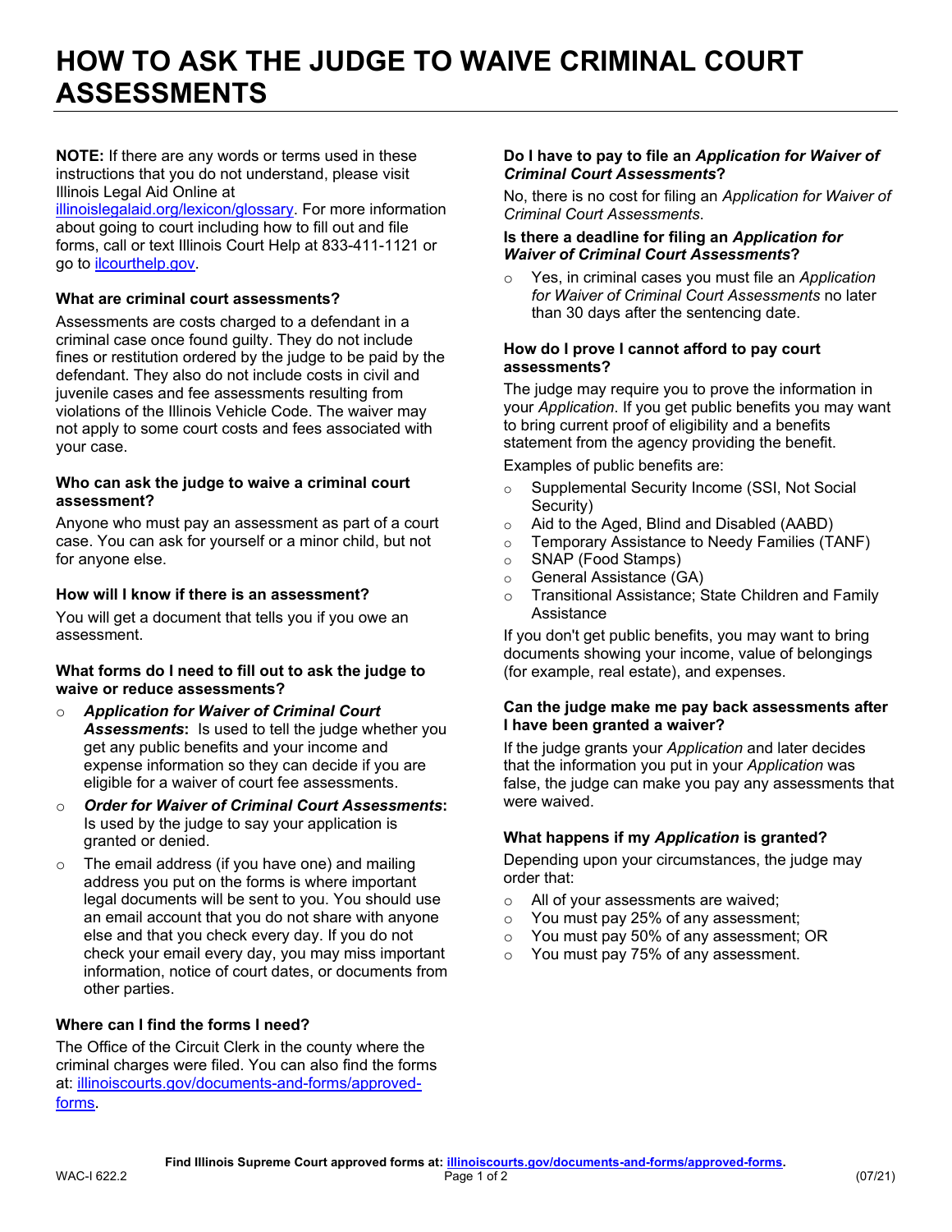# HOW TO ASK THE JUDGE TO WAIVE CRIMINAL COURT ASSESSMENTS

**NOTE:** If there are any words or terms used in these instructions that you do not understand, please visit Illinois Legal Aid Online at illinoislegalaid.org/lexicon/glossary. For more information about going to court including how to fill out and file forms, call or text Illinois Court Help at 833-411-1121 or go to ilcourthelp.gov.

### What are criminal court assessments?

Assessments are costs charged to a defendant in a criminal case once found guilty. They do not include fines or restitution ordered by the judge to be paid by the defendant. They also do not include costs in civil and juvenile cases and fee assessments resulting from violations of the Illinois Vehicle Code. The waiver may not apply to some court costs and fees associated with your case.

### Who can ask the judge to waive a criminal court assessment?

Anyone who must pay an assessment as part of a court case. You can ask for yourself or a minor child, but not for anyone else.

### How will I know if there is an assessment?

You will get a document that tells you if you owe an assessment.

### What forms do I need to fill out to ask the judge to waive or reduce assessments?

- ***Application for Waiver of Criminal Court Assessments*:** Is used to tell the judge whether you get any public benefits and your income and expense information so they can decide if you are eligible for a waiver of court fee assessments.
- ***Order for Waiver of Criminal Court Assessments*:** Is used by the judge to say your application is granted or denied.
- The email address (if you have one) and mailing address you put on the forms is where important legal documents will be sent to you. You should use an email account that you do not share with anyone else and that you check every day. If you do not check your email every day, you may miss important information, notice of court dates, or documents from other parties.

### Where can I find the forms I need?

The Office of the Circuit Clerk in the county where the criminal charges were filed. You can also find the forms at: illinoiscourts.gov/documents-and-forms/approved-forms.

### Do I have to pay to file an *Application for Waiver of Criminal Court Assessments*?

No, there is no cost for filing an *Application for Waiver of Criminal Court Assessments*.

### Is there a deadline for filing an *Application for Waiver of Criminal Court Assessments*?

- Yes, in criminal cases you must file an *Application for Waiver of Criminal Court Assessments* no later than 30 days after the sentencing date.

### How do I prove I cannot afford to pay court assessments?

The judge may require you to prove the information in your *Application*. If you get public benefits you may want to bring current proof of eligibility and a benefits statement from the agency providing the benefit.

Examples of public benefits are:

- Supplemental Security Income (SSI, Not Social Security)
- Aid to the Aged, Blind and Disabled (AABD)
- Temporary Assistance to Needy Families (TANF)
- SNAP (Food Stamps)
- General Assistance (GA)
- Transitional Assistance; State Children and Family Assistance

If you don't get public benefits, you may want to bring documents showing your income, value of belongings (for example, real estate), and expenses.

### Can the judge make me pay back assessments after I have been granted a waiver?

If the judge grants your *Application* and later decides that the information you put in your *Application* was false, the judge can make you pay any assessments that were waived.

### What happens if my *Application* is granted?

Depending upon your circumstances, the judge may order that:

- All of your assessments are waived;
- You must pay 25% of any assessment;
- You must pay 50% of any assessment; OR
- You must pay 75% of any assessment.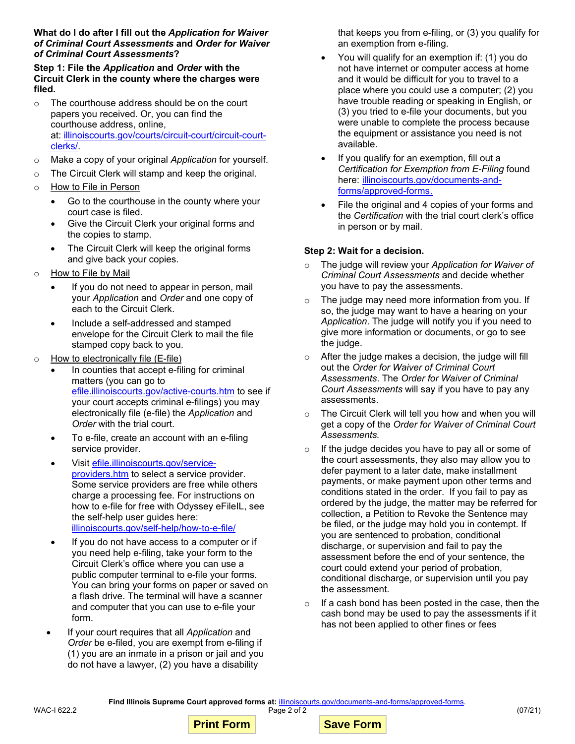**What do I do after I fill out the *Application for Waiver of Criminal Court Assessments* and *Order for Waiver of Criminal Court Assessments*?**

**Step 1: File the *Application* and *Order* with the Circuit Clerk in the county where the charges were filed.**

- The courthouse address should be on the court papers you received. Or, you can find the courthouse address, online, at: illinoiscourts.gov/courts/circuit-court/circuit-court-clerks/.
- Make a copy of your original *Application* for yourself.
- The Circuit Clerk will stamp and keep the original.
- How to File in Person
  - Go to the courthouse in the county where your court case is filed.
  - Give the Circuit Clerk your original forms and the copies to stamp.
  - The Circuit Clerk will keep the original forms and give back your copies.
- How to File by Mail
  - If you do not need to appear in person, mail your *Application* and *Order* and one copy of each to the Circuit Clerk.
  - Include a self-addressed and stamped envelope for the Circuit Clerk to mail the file stamped copy back to you.
- How to electronically file (E-file)
  - In counties that accept e-filing for criminal matters (you can go to efile.illinoiscourts.gov/active-courts.htm to see if your court accepts criminal e-filings) you may electronically file (e-file) the *Application* and *Order* with the trial court.
  - To e-file, create an account with an e-filing service provider.
  - Visit efile.illinoiscourts.gov/service-providers.htm to select a service provider. Some service providers are free while others charge a processing fee. For instructions on how to e-file for free with Odyssey eFileIL, see the self-help user guides here: illinoiscourts.gov/self-help/how-to-e-file/
  - If you do not have access to a computer or if you need help e-filing, take your form to the Circuit Clerk's office where you can use a public computer terminal to e-file your forms. You can bring your forms on paper or saved on a flash drive. The terminal will have a scanner and computer that you can use to e-file your form.
- If your court requires that all *Application* and *Order* be e-filed, you are exempt from e-filing if (1) you are an inmate in a prison or jail and you do not have a lawyer, (2) you have a disability that keeps you from e-filing, or (3) you qualify for an exemption from e-filing.
- You will qualify for an exemption if: (1) you do not have internet or computer access at home and it would be difficult for you to travel to a place where you could use a computer; (2) you have trouble reading or speaking in English, or (3) you tried to e-file your documents, but you were unable to complete the process because the equipment or assistance you need is not available.
- If you qualify for an exemption, fill out a *Certification for Exemption from E-Filing* found here: illinoiscourts.gov/documents-and-forms/approved-forms.
- File the original and 4 copies of your forms and the *Certification* with the trial court clerk's office in person or by mail.

**Step 2: Wait for a decision.**

- The judge will review your *Application for Waiver of Criminal Court Assessments* and decide whether you have to pay the assessments.
- The judge may need more information from you. If so, the judge may want to have a hearing on your *Application*. The judge will notify you if you need to give more information or documents, or go to see the judge.
- After the judge makes a decision, the judge will fill out the *Order for Waiver of Criminal Court Assessments*. The *Order for Waiver of Criminal Court Assessments* will say if you have to pay any assessments.
- The Circuit Clerk will tell you how and when you will get a copy of the *Order for Waiver of Criminal Court Assessments.*
- If the judge decides you have to pay all or some of the court assessments, they also may allow you to defer payment to a later date, make installment payments, or make payment upon other terms and conditions stated in the order. If you fail to pay as ordered by the judge, the matter may be referred for collection, a Petition to Revoke the Sentence may be filed, or the judge may hold you in contempt. If you are sentenced to probation, conditional discharge, or supervision and fail to pay the assessment before the end of your sentence, the court could extend your period of probation, conditional discharge, or supervision until you pay the assessment.
- If a cash bond has been posted in the case, then the cash bond may be used to pay the assessments if it has not been applied to other fines or fees

**Find Illinois Supreme Court approved forms at:** illinoiscourts.gov/documents-and-forms/approved-forms.

WAC-I 622.2 (07/21)